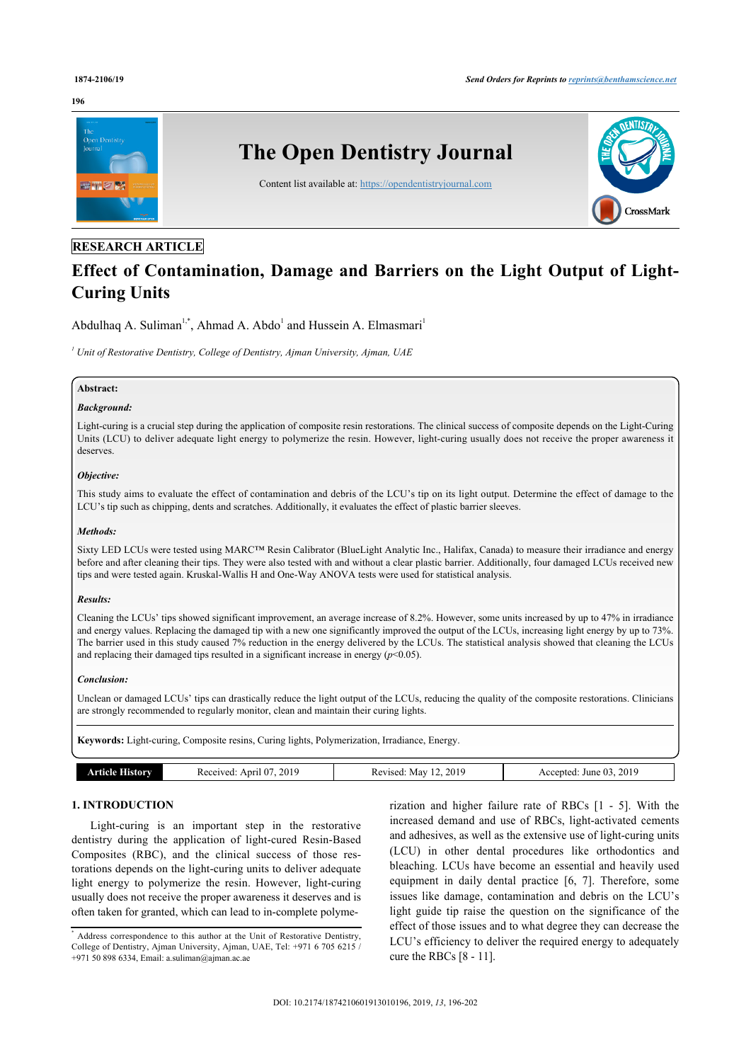RESEARCH ARTICLE

# Effect of Contamination, Damage and Barriers on the Light Output of Light-Curing Units

Abdulhaq A. Suliman[1,*], Ahmad A. Abdo[1] and Hussein A. Elmasmari[1]

[1] Unit of Restorative Dentistry, College of Dentistry, Ajman University, Ajman, UAE

**Abstract:**

***Background:***

Light-curing is a crucial step during the application of composite resin restorations. The clinical success of composite depends on the Light-Curing Units (LCU) to deliver adequate light energy to polymerize the resin. However, light-curing usually does not receive the proper awareness it deserves.

***Objective:***

This study aims to evaluate the effect of contamination and debris of the LCU's tip on its light output. Determine the effect of damage to the LCU's tip such as chipping, dents and scratches. Additionally, it evaluates the effect of plastic barrier sleeves.

***Methods:***

Sixty LED LCUs were tested using MARC™ Resin Calibrator (BlueLight Analytic Inc., Halifax, Canada) to measure their irradiance and energy before and after cleaning their tips. They were also tested with and without a clear plastic barrier. Additionally, four damaged LCUs received new tips and were tested again. Kruskal-Wallis H and One-Way ANOVA tests were used for statistical analysis.

***Results:***

Cleaning the LCUs' tips showed significant improvement, an average increase of 8.2%. However, some units increased by up to 47% in irradiance and energy values. Replacing the damaged tip with a new one significantly improved the output of the LCUs, increasing light energy by up to 73%. The barrier used in this study caused 7% reduction in the energy delivered by the LCUs. The statistical analysis showed that cleaning the LCUs and replacing their damaged tips resulted in a significant increase in energy ($p<0.05$).

***Conclusion:***

Unclean or damaged LCUs' tips can drastically reduce the light output of the LCUs, reducing the quality of the composite restorations. Clinicians are strongly recommended to regularly monitor, clean and maintain their curing lights.

**Keywords:** Light-curing, Composite resins, Curing lights, Polymerization, Irradiance, Energy.

| Article History | Received: April 07, 2019 | Revised: May 12, 2019 | Accepted: June 03, 2019 |
|---|---|---|---|

## 1. INTRODUCTION

Light-curing is an important step in the restorative dentistry during the application of light-cured Resin-Based Composites (RBC), and the clinical success of those restorations depends on the light-curing units to deliver adequate light energy to polymerize the resin. However, light-curing usually does not receive the proper awareness it deserves and is often taken for granted, which can lead to in-complete polymerization and higher failure rate of RBCs [1 - 5]. With the increased demand and use of RBCs, light-activated cements and adhesives, as well as the extensive use of light-curing units (LCU) in other dental procedures like orthodontics and bleaching. LCUs have become an essential and heavily used equipment in daily dental practice [6, 7]. Therefore, some issues like damage, contamination and debris on the LCU's light guide tip raise the question on the significance of the effect of those issues and to what degree they can decrease the LCU's efficiency to deliver the required energy to adequately cure the RBCs [8 - 11].

[*] Address correspondence to this author at the Unit of Restorative Dentistry, College of Dentistry, Ajman University, Ajman, UAE, Tel: +971 6 705 6215 / +971 50 898 6334, Email: a.suliman@ajman.ac.ae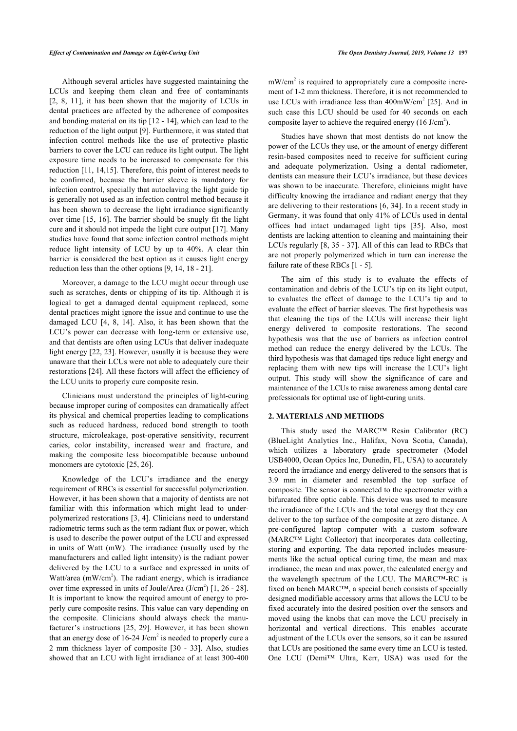Although several articles have suggested maintaining the LCUs and keeping them clean and free of contaminants [2, 8, 11], it has been shown that the majority of LCUs in dental practices are affected by the adherence of composites and bonding material on its tip [12 - 14], which can lead to the reduction of the light output [9]. Furthermore, it was stated that infection control methods like the use of protective plastic barriers to cover the LCU can reduce its light output. The light exposure time needs to be increased to compensate for this reduction [11, 14,15]. Therefore, this point of interest needs to be confirmed, because the barrier sleeve is mandatory for infection control, specially that autoclaving the light guide tip is generally not used as an infection control method because it has been shown to decrease the light irradiance significantly over time [15, 16]. The barrier should be snugly fit the light cure and it should not impede the light cure output [17]. Many studies have found that some infection control methods might reduce light intensity of LCU by up to 40%. A clear thin barrier is considered the best option as it causes light energy reduction less than the other options [9, 14, 18 - 21].

Moreover, a damage to the LCU might occur through use such as scratches, dents or chipping of its tip. Although it is logical to get a damaged dental equipment replaced, some dental practices might ignore the issue and continue to use the damaged LCU [4, 8, 14]. Also, it has been shown that the LCU's power can decrease with long-term or extensive use, and that dentists are often using LCUs that deliver inadequate light energy [22, 23]. However, usually it is because they were unaware that their LCUs were not able to adequately cure their restorations [24]. All these factors will affect the efficiency of the LCU units to properly cure composite resin.

Clinicians must understand the principles of light-curing because improper curing of composites can dramatically affect its physical and chemical properties leading to complications such as reduced hardness, reduced bond strength to tooth structure, microleakage, post-operative sensitivity, recurrent caries, color instability, increased wear and fracture, and making the composite less biocompatible because unbound monomers are cytotoxic [25, 26].

Knowledge of the LCU's irradiance and the energy requirement of RBCs is essential for successful polymerization. However, it has been shown that a majority of dentists are not familiar with this information which might lead to under-polymerized restorations [3, 4]. Clinicians need to understand radiometric terms such as the term radiant flux or power, which is used to describe the power output of the LCU and expressed in units of Watt (mW). The irradiance (usually used by the manufacturers and called light intensity) is the radiant power delivered by the LCU to a surface and expressed in units of Watt/area (mW/cm$^2$). The radiant energy, which is irradiance over time expressed in units of Joule/Area (J/cm$^2$) [1, 26 - 28]. It is important to know the required amount of energy to properly cure composite resins. This value can vary depending on the composite. Clinicians should always check the manufacturer's instructions [25, 29]. However, it has been shown that an energy dose of 16-24 J/cm$^2$ is needed to properly cure a 2 mm thickness layer of composite [30 - 33]. Also, studies showed that an LCU with light irradiance of at least 300-400 mW/cm$^2$ is required to appropriately cure a composite increment of 1-2 mm thickness. Therefore, it is not recommended to use LCUs with irradiance less than 400mW/cm$^2$ [25]. And in such case this LCU should be used for 40 seconds on each composite layer to achieve the required energy (16 J/cm$^2$).

Studies have shown that most dentists do not know the power of the LCUs they use, or the amount of energy different resin-based composites need to receive for sufficient curing and adequate polymerization. Using a dental radiometer, dentists can measure their LCU's irradiance, but these devices was shown to be inaccurate. Therefore, clinicians might have difficulty knowing the irradiance and radiant energy that they are delivering to their restorations [6, 34]. In a recent study in Germany, it was found that only 41% of LCUs used in dental offices had intact undamaged light tips [35]. Also, most dentists are lacking attention to cleaning and maintaining their LCUs regularly [8, 35 - 37]. All of this can lead to RBCs that are not properly polymerized which in turn can increase the failure rate of these RBCs [1 - 5].

The aim of this study is to evaluate the effects of contamination and debris of the LCU's tip on its light output, to evaluates the effect of damage to the LCU's tip and to evaluate the effect of barrier sleeves. The first hypothesis was that cleaning the tips of the LCUs will increase their light energy delivered to composite restorations. The second hypothesis was that the use of barriers as infection control method can reduce the energy delivered by the LCUs. The third hypothesis was that damaged tips reduce light energy and replacing them with new tips will increase the LCU's light output. This study will show the significance of care and maintenance of the LCUs to raise awareness among dental care professionals for optimal use of light-curing units.

## 2. MATERIALS AND METHODS

This study used the MARC™ Resin Calibrator (RC) (BlueLight Analytics Inc., Halifax, Nova Scotia, Canada), which utilizes a laboratory grade spectrometer (Model USB4000, Ocean Optics Inc, Dunedin, FL, USA) to accurately record the irradiance and energy delivered to the sensors that is 3.9 mm in diameter and resembled the top surface of composite. The sensor is connected to the spectrometer with a bifurcated fibre optic cable. This device was used to measure the irradiance of the LCUs and the total energy that they can deliver to the top surface of the composite at zero distance. A pre-configured laptop computer with a custom software (MARC™ Light Collector) that incorporates data collecting, storing and exporting. The data reported includes measurements like the actual optical curing time, the mean and max irradiance, the mean and max power, the calculated energy and the wavelength spectrum of the LCU. The MARC™-RC is fixed on bench MARC™, a special bench consists of specially designed modifiable accessory arms that allows the LCU to be fixed accurately into the desired position over the sensors and moved using the knobs that can move the LCU precisely in horizontal and vertical directions. This enables accurate adjustment of the LCUs over the sensors, so it can be assured that LCUs are positioned the same every time an LCU is tested. One LCU (Demi™ Ultra, Kerr, USA) was used for the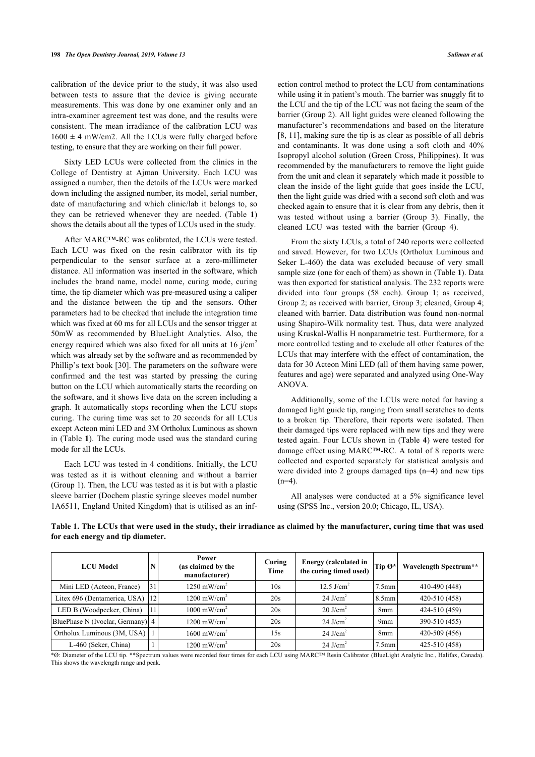calibration of the device prior to the study, it was also used between tests to assure that the device is giving accurate measurements. This was done by one examiner only and an intra-examiner agreement test was done, and the results were consistent. The mean irradiance of the calibration LCU was 1600 ± 4 mW/cm2. All the LCUs were fully charged before testing, to ensure that they are working on their full power.

Sixty LED LCUs were collected from the clinics in the College of Dentistry at Ajman University. Each LCU was assigned a number, then the details of the LCUs were marked down including the assigned number, its model, serial number, date of manufacturing and which clinic/lab it belongs to, so they can be retrieved whenever they are needed. (Table **1**) shows the details about all the types of LCUs used in the study.

After MARC™-RC was calibrated, the LCUs were tested. Each LCU was fixed on the resin calibrator with its tip perpendicular to the sensor surface at a zero-millimeter distance. All information was inserted in the software, which includes the brand name, model name, curing mode, curing time, the tip diameter which was pre-measured using a caliper and the distance between the tip and the sensors. Other parameters had to be checked that include the integration time which was fixed at 60 ms for all LCUs and the sensor trigger at 50mW as recommended by BlueLight Analytics. Also, the energy required which was also fixed for all units at 16 j/cm$^2$ which was already set by the software and as recommended by Phillip's text book [30]. The parameters on the software were confirmed and the test was started by pressing the curing button on the LCU which automatically starts the recording on the software, and it shows live data on the screen including a graph. It automatically stops recording when the LCU stops curing. The curing time was set to 20 seconds for all LCUs except Acteon mini LED and 3M Ortholux Luminous as shown in (Table **1**). The curing mode used was the standard curing mode for all the LCUs.

Each LCU was tested in 4 conditions. Initially, the LCU was tested as it is without cleaning and without a barrier (Group 1). Then, the LCU was tested as it is but with a plastic sleeve barrier (Dochem plastic syringe sleeves model number 1A6511, England United Kingdom) that is utilised as an infection control method to protect the LCU from contaminations while using it in patient's mouth. The barrier was snuggly fit to the LCU and the tip of the LCU was not facing the seam of the barrier (Group 2). All light guides were cleaned following the manufacturer's recommendations and based on the literature [8, 11], making sure the tip is as clear as possible of all debris and contaminants. It was done using a soft cloth and 40% Isopropyl alcohol solution (Green Cross, Philippines). It was recommended by the manufacturers to remove the light guide from the unit and clean it separately which made it possible to clean the inside of the light guide that goes inside the LCU, then the light guide was dried with a second soft cloth and was checked again to ensure that it is clear from any debris, then it was tested without using a barrier (Group 3). Finally, the cleaned LCU was tested with the barrier (Group 4).

From the sixty LCUs, a total of 240 reports were collected and saved. However, for two LCUs (Ortholux Luminous and Seker L-460) the data was excluded because of very small sample size (one for each of them) as shown in (Table **1**). Data was then exported for statistical analysis. The 232 reports were divided into four groups (58 each). Group 1; as received, Group 2; as received with barrier, Group 3; cleaned, Group 4; cleaned with barrier. Data distribution was found non-normal using Shapiro-Wilk normality test. Thus, data were analyzed using Kruskal-Wallis H nonparametric test. Furthermore, for a more controlled testing and to exclude all other features of the LCUs that may interfere with the effect of contamination, the data for 30 Acteon Mini LED (all of them having same power, features and age) were separated and analyzed using One-Way ANOVA.

Additionally, some of the LCUs were noted for having a damaged light guide tip, ranging from small scratches to dents to a broken tip. Therefore, their reports were isolated. Then their damaged tips were replaced with new tips and they were tested again. Four LCUs shown in (Table **4**) were tested for damage effect using MARC™-RC. A total of 8 reports were collected and exported separately for statistical analysis and were divided into 2 groups damaged tips (n=4) and new tips (n=4).

All analyses were conducted at a 5% significance level using (SPSS Inc., version 20.0; Chicago, IL, USA).

**Table 1. The LCUs that were used in the study, their irradiance as claimed by the manufacturer, curing time that was used for each energy and tip diameter.**

| LCU Model | N | Power (as claimed by the manufacturer) | Curing Time | Energy (calculated in the curing timed used) | Tip Ø* | Wavelength Spectrum** |
|---|---|---|---|---|---|---|
| Mini LED (Acteon, France) | 31 | 1250 mW/cm$^2$ | 10s | 12.5 J/cm$^2$ | 7.5mm | 410-490 (448) |
| Litex 696 (Dentamerica, USA) | 12 | 1200 mW/cm$^2$ | 20s | 24 J/cm$^2$ | 8.5mm | 420-510 (458) |
| LED B (Woodpecker, China) | 11 | 1000 mW/cm$^2$ | 20s | 20 J/cm$^2$ | 8mm | 424-510 (459) |
| BluePhase N (Ivoclar, Germany) | 4 | 1200 mW/cm$^2$ | 20s | 24 J/cm$^2$ | 9mm | 390-510 (455) |
| Ortholux Luminous (3M, USA) | 1 | 1600 mW/cm$^2$ | 15s | 24 J/cm$^2$ | 8mm | 420-509 (456) |
| L-460 (Seker, China) | 1 | 1200 mW/cm$^2$ | 20s | 24 J/cm$^2$ | 7.5mm | 425-510 (458) |

*Ø: Diameter of the LCU tip. **Spectrum values were recorded four times for each LCU using MARC™ Resin Calibrator (BlueLight Analytic Inc., Halifax, Canada). This shows the wavelength range and peak.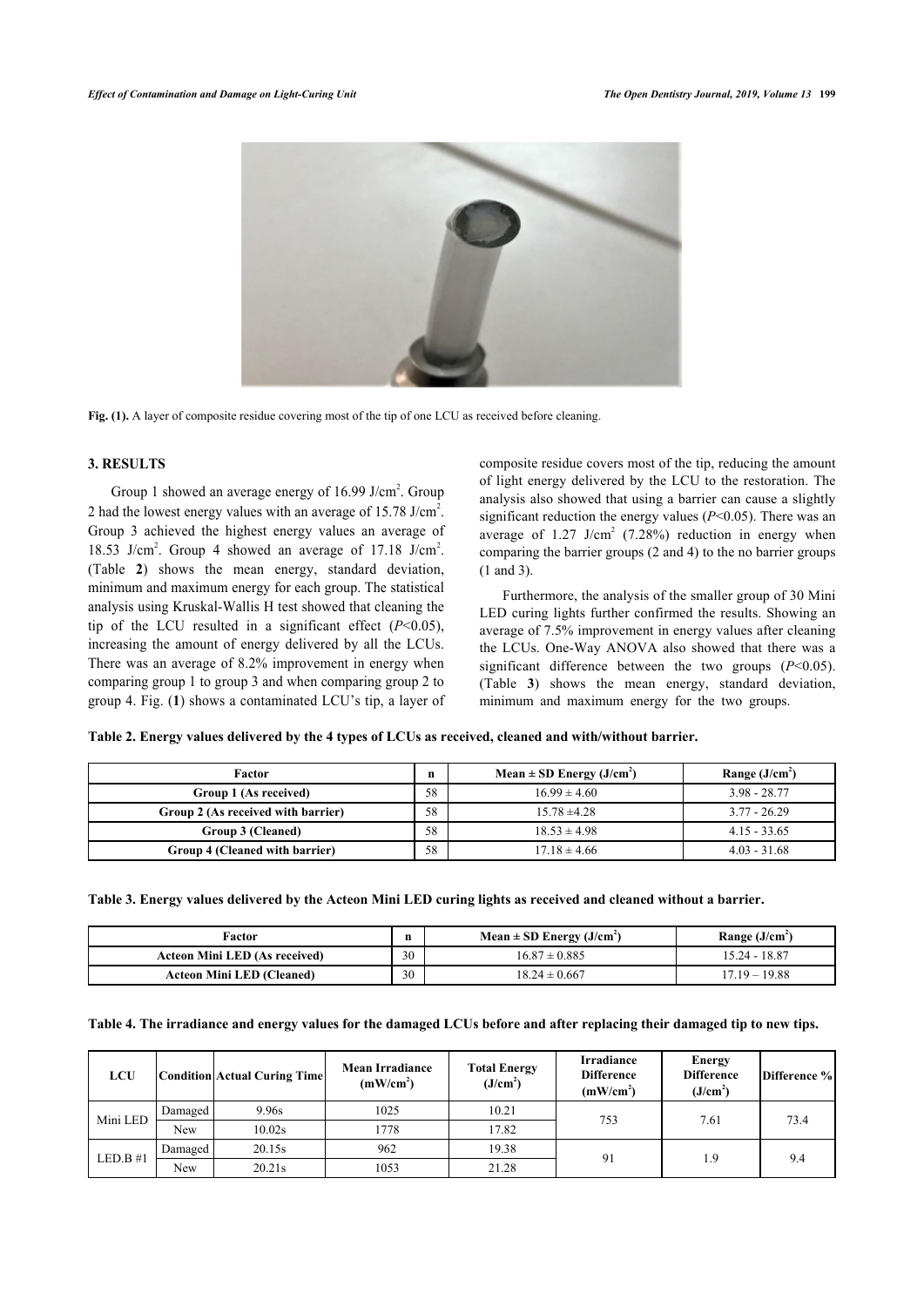Fig. (1). A layer of composite residue covering most of the tip of one LCU as received before cleaning.

## 3. RESULTS

Group 1 showed an average energy of 16.99 J/cm$^2$. Group 2 had the lowest energy values with an average of 15.78 J/cm$^2$. Group 3 achieved the highest energy values an average of 18.53 J/cm$^2$. Group 4 showed an average of 17.18 J/cm$^2$. (Table **2**) shows the mean energy, standard deviation, minimum and maximum energy for each group. The statistical analysis using Kruskal-Wallis H test showed that cleaning the tip of the LCU resulted in a significant effect ($P<0.05$), increasing the amount of energy delivered by all the LCUs. There was an average of 8.2% improvement in energy when comparing group 1 to group 3 and when comparing group 2 to group 4. Fig. (**1**) shows a contaminated LCU's tip, a layer of composite residue covers most of the tip, reducing the amount of light energy delivered by the LCU to the restoration. The analysis also showed that using a barrier can cause a slightly significant reduction the energy values ($P<0.05$). There was an average of 1.27 J/cm$^2$ (7.28%) reduction in energy when comparing the barrier groups (2 and 4) to the no barrier groups (1 and 3).

Furthermore, the analysis of the smaller group of 30 Mini LED curing lights further confirmed the results. Showing an average of 7.5% improvement in energy values after cleaning the LCUs. One-Way ANOVA also showed that there was a significant difference between the two groups ($P<0.05$). (Table **3**) shows the mean energy, standard deviation, minimum and maximum energy for the two groups.

**Table 2. Energy values delivered by the 4 types of LCUs as received, cleaned and with/without barrier.**

| Factor | n | Mean ± SD Energy (J/cm$^2$) | Range (J/cm$^2$) |
|---|---|---|---|
| Group 1 (As received) | 58 | 16.99 ± 4.60 | 3.98 - 28.77 |
| Group 2 (As received with barrier) | 58 | 15.78 ±4.28 | 3.77 - 26.29 |
| Group 3 (Cleaned) | 58 | 18.53 ± 4.98 | 4.15 - 33.65 |
| Group 4 (Cleaned with barrier) | 58 | 17.18 ± 4.66 | 4.03 - 31.68 |

**Table 3. Energy values delivered by the Acteon Mini LED curing lights as received and cleaned without a barrier.**

| Factor | n | Mean ± SD Energy (J/cm$^2$) | Range (J/cm$^2$) |
|---|---|---|---|
| Acteon Mini LED (As received) | 30 | 16.87 ± 0.885 | 15.24 - 18.87 |
| Acteon Mini LED (Cleaned) | 30 | 18.24 ± 0.667 | 17.19 – 19.88 |

**Table 4. The irradiance and energy values for the damaged LCUs before and after replacing their damaged tip to new tips.**

| LCU | Condition | Actual Curing Time | Mean Irradiance (mW/cm$^2$) | Total Energy (J/cm$^2$) | Irradiance Difference (mW/cm$^2$) | Energy Difference (J/cm$^2$) | Difference % |
|---|---|---|---|---|---|---|---|
| Mini LED | Damaged | 9.96s | 1025 | 10.21 | 753 | 7.61 | 73.4 |
| | New | 10.02s | 1778 | 17.82 | | | |
| LED.B #1 | Damaged | 20.15s | 962 | 19.38 | 91 | 1.9 | 9.4 |
| | New | 20.21s | 1053 | 21.28 | | | |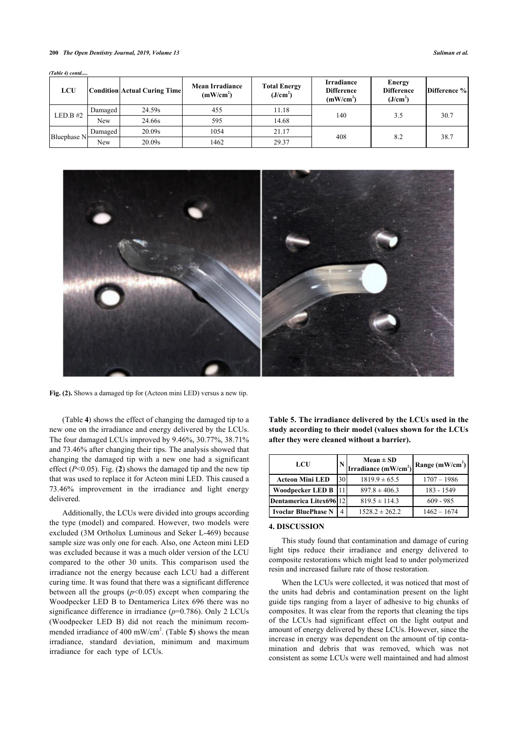*(Table 4) contd.....*

| LCU | Condition | Actual Curing Time | Mean Irradiance (mW/cm$^2$) | Total Energy (J/cm$^2$) | Irradiance Difference (mW/cm$^2$) | Energy Difference (J/cm$^2$) | Difference % |
|---|---|---|---|---|---|---|---|
| LED.B #2 | Damaged | 24.59s | 455 | 11.18 | 140 | 3.5 | 30.7 |
| | New | 24.66s | 595 | 14.68 | | | |
| Bluephase N | Damaged | 20.09s | 1054 | 21.17 | 408 | 8.2 | 38.7 |
| | New | 20.09s | 1462 | 29.37 | | | |

**Fig. (2).** Shows a damaged tip for (Acteon mini LED) versus a new tip.

(Table **4**) shows the effect of changing the damaged tip to a new one on the irradiance and energy delivered by the LCUs. The four damaged LCUs improved by 9.46%, 30.77%, 38.71% and 73.46% after changing their tips. The analysis showed that changing the damaged tip with a new one had a significant effect ($P<0.05$). Fig. (**2**) shows the damaged tip and the new tip that was used to replace it for Acteon mini LED. This caused a 73.46% improvement in the irradiance and light energy delivered.

Additionally, the LCUs were divided into groups according the type (model) and compared. However, two models were excluded (3M Ortholux Luminous and Seker L-469) because sample size was only one for each. Also, one Acteon mini LED was excluded because it was a much older version of the LCU compared to the other 30 units. This comparison used the irradiance not the energy because each LCU had a different curing time. It was found that there was a significant difference between all the groups ($p<0.05$) except when comparing the Woodpecker LED B to Dentamerica Litex 696 there was no significance difference in irradiance ($p=0.786$). Only 2 LCUs (Woodpecker LED B) did not reach the minimum recommended irradiance of 400 mW/cm$^2$. (Table **5**) shows the mean irradiance, standard deviation, minimum and maximum irradiance for each type of LCUs.

**Table 5. The irradiance delivered by the LCUs used in the study according to their model (values shown for the LCUs after they were cleaned without a barrier).**

| LCU | N | Mean ± SD Irradiance (mW/cm$^2$) | Range (mW/cm$^2$) |
|---|---|---|---|
| **Acteon Mini LED** | 30 | 1819.9 ± 65.5 | 1707 – 1986 |
| **Woodpecker LED B** | 11 | 897.8 ± 406.3 | 183 - 1549 |
| **Dentamerica Litex696** | 12 | 819.5 ± 114.3 | 609 - 985 |
| **Ivoclar BluePhase N** | 4 | 1528.2 ± 262.2 | 1462 – 1674 |

## 4. DISCUSSION

This study found that contamination and damage of curing light tips reduce their irradiance and energy delivered to composite restorations which might lead to under polymerized resin and increased failure rate of those restoration.

When the LCUs were collected, it was noticed that most of the units had debris and contamination present on the light guide tips ranging from a layer of adhesive to big chunks of composites. It was clear from the reports that cleaning the tips of the LCUs had significant effect on the light output and amount of energy delivered by these LCUs. However, since the increase in energy was dependent on the amount of tip contamination and debris that was removed, which was not consistent as some LCUs were well maintained and had almost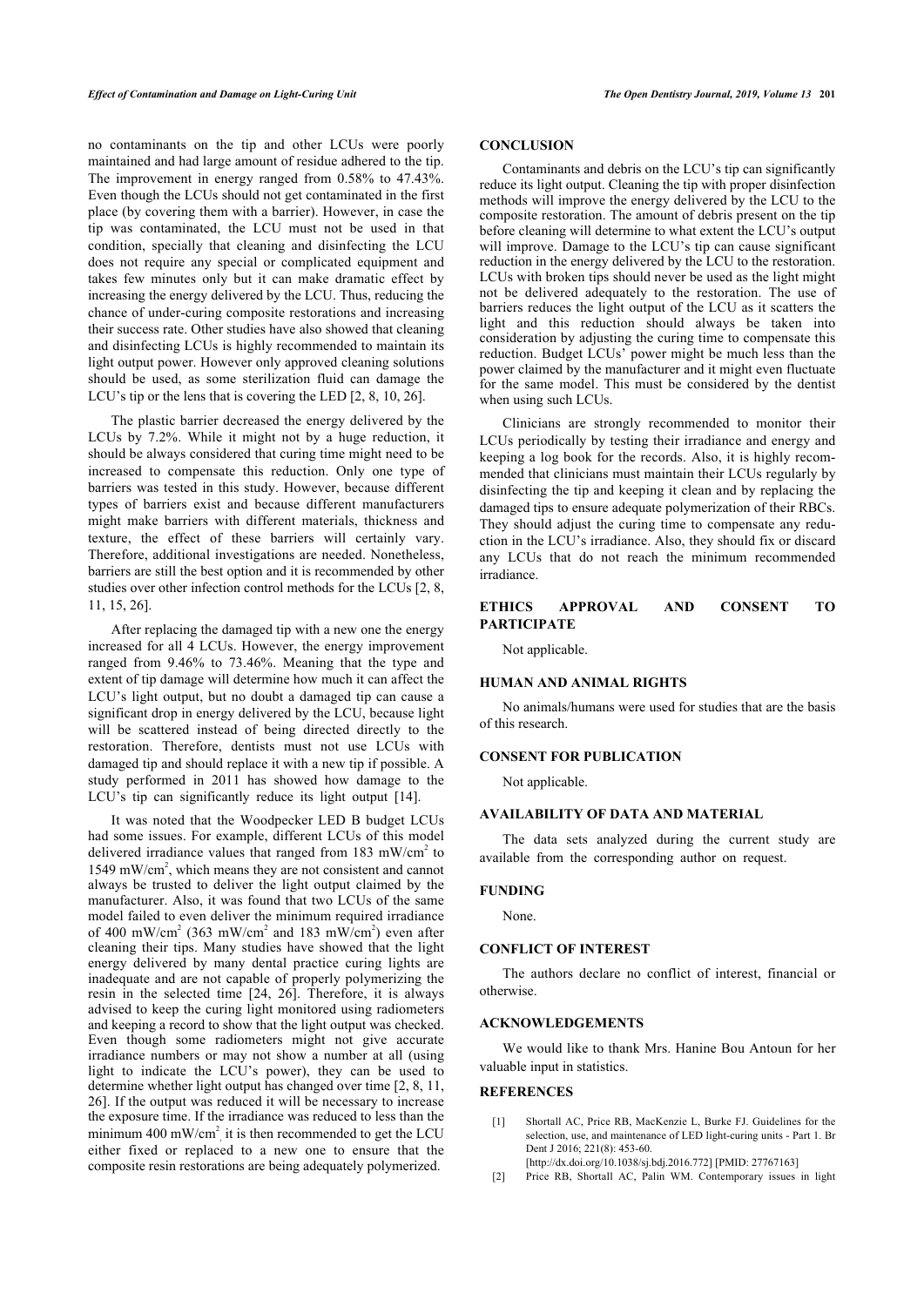no contaminants on the tip and other LCUs were poorly maintained and had large amount of residue adhered to the tip. The improvement in energy ranged from 0.58% to 47.43%. Even though the LCUs should not get contaminated in the first place (by covering them with a barrier). However, in case the tip was contaminated, the LCU must not be used in that condition, specially that cleaning and disinfecting the LCU does not require any special or complicated equipment and takes few minutes only but it can make dramatic effect by increasing the energy delivered by the LCU. Thus, reducing the chance of under-curing composite restorations and increasing their success rate. Other studies have also showed that cleaning and disinfecting LCUs is highly recommended to maintain its light output power. However only approved cleaning solutions should be used, as some sterilization fluid can damage the LCU's tip or the lens that is covering the LED [2, 8, 10, 26].

The plastic barrier decreased the energy delivered by the LCUs by 7.2%. While it might not by a huge reduction, it should be always considered that curing time might need to be increased to compensate this reduction. Only one type of barriers was tested in this study. However, because different types of barriers exist and because different manufacturers might make barriers with different materials, thickness and texture, the effect of these barriers will certainly vary. Therefore, additional investigations are needed. Nonetheless, barriers are still the best option and it is recommended by other studies over other infection control methods for the LCUs [2, 8, 11, 15, 26].

After replacing the damaged tip with a new one the energy increased for all 4 LCUs. However, the energy improvement ranged from 9.46% to 73.46%. Meaning that the type and extent of tip damage will determine how much it can affect the LCU's light output, but no doubt a damaged tip can cause a significant drop in energy delivered by the LCU, because light will be scattered instead of being directed directly to the restoration. Therefore, dentists must not use LCUs with damaged tip and should replace it with a new tip if possible. A study performed in 2011 has showed how damage to the LCU's tip can significantly reduce its light output [14].

It was noted that the Woodpecker LED B budget LCUs had some issues. For example, different LCUs of this model delivered irradiance values that ranged from 183 mW/cm$^2$ to 1549 mW/cm$^2$, which means they are not consistent and cannot always be trusted to deliver the light output claimed by the manufacturer. Also, it was found that two LCUs of the same model failed to even deliver the minimum required irradiance of 400 mW/cm$^2$ (363 mW/cm$^2$ and 183 mW/cm$^2$) even after cleaning their tips. Many studies have showed that the light energy delivered by many dental practice curing lights are inadequate and are not capable of properly polymerizing the resin in the selected time [24, 26]. Therefore, it is always advised to keep the curing light monitored using radiometers and keeping a record to show that the light output was checked. Even though some radiometers might not give accurate irradiance numbers or may not show a number at all (using light to indicate the LCU's power), they can be used to determine whether light output has changed over time [2, 8, 11, 26]. If the output was reduced it will be necessary to increase the exposure time. If the irradiance was reduced to less than the minimum 400 mW/cm$^2$, it is then recommended to get the LCU either fixed or replaced to a new one to ensure that the composite resin restorations are being adequately polymerized.

## CONCLUSION

Contaminants and debris on the LCU's tip can significantly reduce its light output. Cleaning the tip with proper disinfection methods will improve the energy delivered by the LCU to the composite restoration. The amount of debris present on the tip before cleaning will determine to what extent the LCU's output will improve. Damage to the LCU's tip can cause significant reduction in the energy delivered by the LCU to the restoration. LCUs with broken tips should never be used as the light might not be delivered adequately to the restoration. The use of barriers reduces the light output of the LCU as it scatters the light and this reduction should always be taken into consideration by adjusting the curing time to compensate this reduction. Budget LCUs' power might be much less than the power claimed by the manufacturer and it might even fluctuate for the same model. This must be considered by the dentist when using such LCUs.

Clinicians are strongly recommended to monitor their LCUs periodically by testing their irradiance and energy and keeping a log book for the records. Also, it is highly recommended that clinicians must maintain their LCUs regularly by disinfecting the tip and keeping it clean and by replacing the damaged tips to ensure adequate polymerization of their RBCs. They should adjust the curing time to compensate any reduction in the LCU's irradiance. Also, they should fix or discard any LCUs that do not reach the minimum recommended irradiance.

## ETHICS APPROVAL AND CONSENT TO PARTICIPATE

Not applicable.

## HUMAN AND ANIMAL RIGHTS

No animals/humans were used for studies that are the basis of this research.

## CONSENT FOR PUBLICATION

Not applicable.

## AVAILABILITY OF DATA AND MATERIAL

The data sets analyzed during the current study are available from the corresponding author on request.

## FUNDING

None.

## CONFLICT OF INTEREST

The authors declare no conflict of interest, financial or otherwise.

## ACKNOWLEDGEMENTS

We would like to thank Mrs. Hanine Bou Antoun for her valuable input in statistics.

## REFERENCES

[1] Shortall AC, Price RB, MacKenzie L, Burke FJ. Guidelines for the selection, use, and maintenance of LED light-curing units - Part 1. Br Dent J 2016; 221(8): 453-60. [http://dx.doi.org/10.1038/sj.bdj.2016.772] [PMID: 27767163]

[2] Price RB, Shortall AC, Palin WM. Contemporary issues in light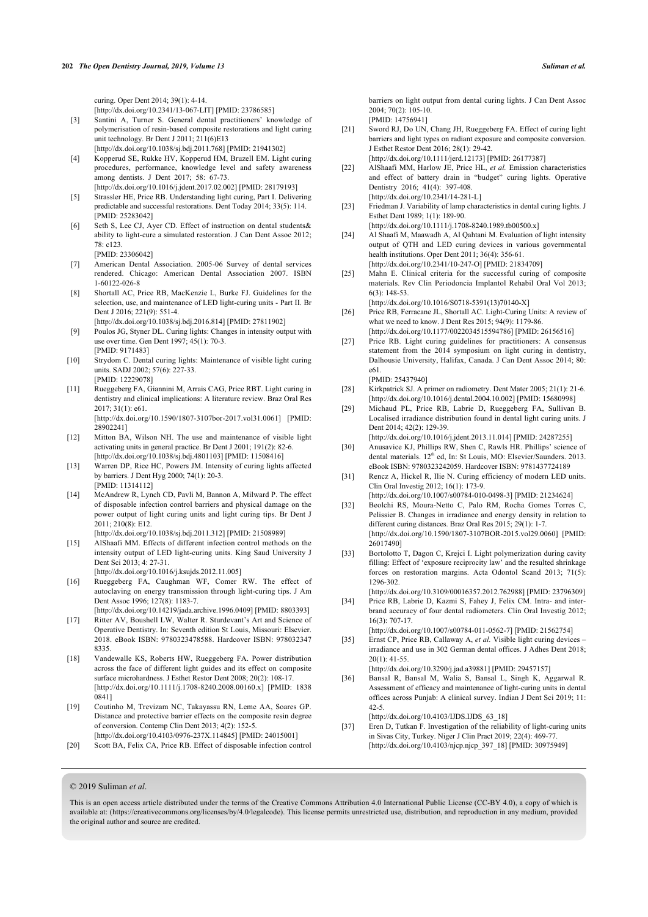curing. Oper Dent 2014; 39(1): 4-14.
[http://dx.doi.org/10.2341/13-067-LIT] [PMID: 23786585]

[3] Santini A, Turner S. General dental practitioners' knowledge of polymerisation of resin-based composite restorations and light curing unit technology. Br Dent J 2011; 211(6)E13
[http://dx.doi.org/10.1038/sj.bdj.2011.768] [PMID: 21941302]

[4] Kopperud SE, Rukke HV, Kopperud HM, Bruzell EM. Light curing procedures, performance, knowledge level and safety awareness among dentists. J Dent 2017; 58: 67-73.
[http://dx.doi.org/10.1016/j.jdent.2017.02.002] [PMID: 28179193]

[5] Strassler HE, Price RB. Understanding light curing, Part I. Delivering predictable and successful restorations. Dent Today 2014; 33(5): 114. [PMID: 25283042]

[6] Seth S, Lee CJ, Ayer CD. Effect of instruction on dental students& ability to light-cure a simulated restoration. J Can Dent Assoc 2012; 78: c123.
[PMID: 23306042]

[7] American Dental Association. 2005-06 Survey of dental services rendered. Chicago: American Dental Association 2007. ISBN 1-60122-026-8

[8] Shortall AC, Price RB, MacKenzie L, Burke FJ. Guidelines for the selection, use, and maintenance of LED light-curing units - Part II. Br Dent J 2016; 221(9): 551-4.
[http://dx.doi.org/10.1038/sj.bdj.2016.814] [PMID: 27811902]

[9] Poulos JG, Styner DL. Curing lights: Changes in intensity output with use over time. Gen Dent 1997; 45(1): 70-3.
[PMID: 9171483]

[10] Strydom C. Dental curing lights: Maintenance of visible light curing units. SADJ 2002; 57(6): 227-33.
[PMID: 12229078]

[11] Rueggeberg FA, Giannini M, Arrais CAG, Price RBT. Light curing in dentistry and clinical implications: A literature review. Braz Oral Res 2017; 31(1): e61.
[http://dx.doi.org/10.1590/1807-3107bor-2017.vol31.0061] [PMID: 28902241]

[12] Mitton BA, Wilson NH. The use and maintenance of visible light activating units in general practice. Br Dent J 2001; 191(2): 82-6.
[http://dx.doi.org/10.1038/sj.bdj.4801103] [PMID: 11508416]

[13] Warren DP, Rice HC, Powers JM. Intensity of curing lights affected by barriers. J Dent Hyg 2000; 74(1): 20-3.
[PMID: 11314112]

[14] McAndrew R, Lynch CD, Pavli M, Bannon A, Milward P. The effect of disposable infection control barriers and physical damage on the power output of light curing units and light curing tips. Br Dent J 2011; 210(8): E12.
[http://dx.doi.org/10.1038/sj.bdj.2011.312] [PMID: 21508989]

[15] AlShaafi MM. Effects of different infection control methods on the intensity output of LED light-curing units. King Saud University J Dent Sci 2013; 4: 27-31.
[http://dx.doi.org/10.1016/j.ksujds.2012.11.005]

[16] Rueggeberg FA, Caughman WF, Comer RW. The effect of autoclaving on energy transmission through light-curing tips. J Am Dent Assoc 1996; 127(8): 1183-7.
[http://dx.doi.org/10.14219/jada.archive.1996.0409] [PMID: 8803393]

[17] Ritter AV, Boushell LW, Walter R. Sturdevant's Art and Science of Operative Dentistry. In: Seventh edition St Louis, Missouri: Elsevier. 2018. eBook ISBN: 9780323478588. Hardcover ISBN: 9780323478335.

[18] Vandewalle KS, Roberts HW, Rueggeberg FA. Power distribution across the face of different light guides and its effect on composite surface microhardness. J Esthet Restor Dent 2008; 20(2): 108-17.
[http://dx.doi.org/10.1111/j.1708-8240.2008.00160.x] [PMID: 18380841]

[19] Coutinho M, Trevizam NC, Takayassu RN, Leme AA, Soares GP. Distance and protective barrier effects on the composite resin degree of conversion. Contemp Clin Dent 2013; 4(2): 152-5.
[http://dx.doi.org/10.4103/0976-237X.114845] [PMID: 24015001]

[20] Scott BA, Felix CA, Price RB. Effect of disposable infection control barriers on light output from dental curing lights. J Can Dent Assoc 2004; 70(2): 105-10.
[PMID: 14756941]

[21] Sword RJ, Do UN, Chang JH, Rueggeberg FA. Effect of curing light barriers and light types on radiant exposure and composite conversion. J Esthet Restor Dent 2016; 28(1): 29-42.
[http://dx.doi.org/10.1111/jerd.12173] [PMID: 26177387]

[22] AlShaafi MM, Harlow JE, Price HL, *et al.* Emission characteristics and effect of battery drain in "budget" curing lights. Operative Dentistry 2016; 41(4): 397-408.
[http://dx.doi.org/10.2341/14-281-L]

[23] Friedman J. Variability of lamp characteristics in dental curing lights. J Esthet Dent 1989; 1(1): 189-90.
[http://dx.doi.org/10.1111/j.1708-8240.1989.tb00500.x]

[24] Al Shaafi M, Maawadh A, Al Qahtani M. Evaluation of light intensity output of QTH and LED curing devices in various governmental health institutions. Oper Dent 2011; 36(4): 356-61.
[http://dx.doi.org/10.2341/10-247-O] [PMID: 21834709]

[25] Mahn E. Clinical criteria for the successful curing of composite materials. Rev Clin Periodoncia Implantol Rehabil Oral Vol 2013; 6(3): 148-53.
[http://dx.doi.org/10.1016/S0718-5391(13)70140-X]

[26] Price RB, Ferracane JL, Shortall AC. Light-Curing Units: A review of what we need to know. J Dent Res 2015; 94(9): 1179-86.
[http://dx.doi.org/10.1177/0022034515594786] [PMID: 26156516]

[27] Price RB. Light curing guidelines for practitioners: A consensus statement from the 2014 symposium on light curing in dentistry, Dalhousie University, Halifax, Canada. J Can Dent Assoc 2014; 80: e61.
[PMID: 25437940]

[28] Kirkpatrick SJ. A primer on radiometry. Dent Mater 2005; 21(1): 21-6.
[http://dx.doi.org/10.1016/j.dental.2004.10.002] [PMID: 15680998]

[29] Michaud PL, Price RB, Labrie D, Rueggeberg FA, Sullivan B. Localised irradiance distribution found in dental light curing units. J Dent 2014; 42(2): 129-39.
[http://dx.doi.org/10.1016/j.jdent.2013.11.014] [PMID: 24287255]

[30] Anusavice KJ, Phillips RW, Shen C, Rawls HR. Phillips' science of dental materials. 12th ed, In: St Louis, MO: Elsevier/Saunders. 2013. eBook ISBN: 9780323242059. Hardcover ISBN: 9781437724189

[31] Rencz A, Hickel R, Ilie N. Curing efficiency of modern LED units. Clin Oral Investig 2012; 16(1): 173-9.
[http://dx.doi.org/10.1007/s00784-010-0498-3] [PMID: 21234624]

[32] Beolchi RS, Moura-Netto C, Palo RM, Rocha Gomes Torres C, Pelissier B. Changes in irradiance and energy density in relation to different curing distances. Braz Oral Res 2015; 29(1): 1-7.
[http://dx.doi.org/10.1590/1807-3107BOR-2015.vol29.0060] [PMID: 26017490]

[33] Bortolotto T, Dagon C, Krejci I. Light polymerization during cavity filling: Effect of 'exposure reciprocity law' and the resulted shrinkage forces on restoration margins. Acta Odontol Scand 2013; 71(5): 1296-302.
[http://dx.doi.org/10.3109/00016357.2012.762988] [PMID: 23796309]

[34] Price RB, Labrie D, Kazmi S, Fahey J, Felix CM. Intra- and inter-brand accuracy of four dental radiometers. Clin Oral Investig 2012; 16(3): 707-17.
[http://dx.doi.org/10.1007/s00784-011-0562-7] [PMID: 21562754]

[35] Ernst CP, Price RB, Callaway A, *et al.* Visible light curing devices – irradiance and use in 302 German dental offices. J Adhes Dent 2018; 20(1): 41-55.
[http://dx.doi.org/10.3290/j.jad.a39881] [PMID: 29457157]

[36] Bansal R, Bansal M, Walia S, Bansal L, Singh K, Aggarwal R. Assessment of efficacy and maintenance of light-curing units in dental offices across Punjab: A clinical survey. Indian J Dent Sci 2019; 11: 42-5.
[http://dx.doi.org/10.4103/IJDS.IJDS_63_18]

[37] Eren D, Tutkan F. Investigation of the reliability of light-curing units in Sivas City, Turkey. Niger J Clin Pract 2019; 22(4): 469-77.
[http://dx.doi.org/10.4103/njcp.njcp_397_18] [PMID: 30975949]

© 2019 Suliman *et al*.

This is an open access article distributed under the terms of the Creative Commons Attribution 4.0 International Public License (CC-BY 4.0), a copy of which is available at: (https://creativecommons.org/licenses/by/4.0/legalcode). This license permits unrestricted use, distribution, and reproduction in any medium, provided the original author and source are credited.